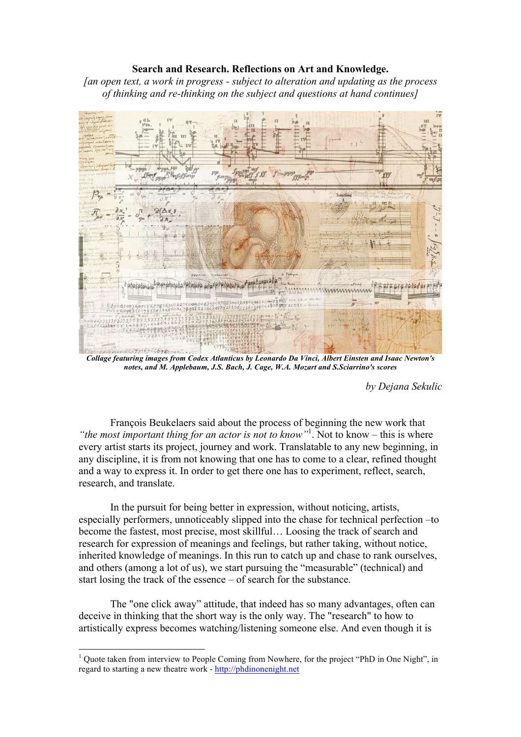**Search and Research. Reflections on Art and Knowledge.**

*[an open text, a work in progress - subject to alteration and updating as the process of thinking and re-thinking on the subject and questions at hand continues]*

***Collage featuring images from Codex Atlanticus by Leonardo Da Vinci, Albert Einstein and Isaac Newton's notes, and M. Applebaum, J.S. Bach, J. Cage, W.A. Mozart and S.Sciarrino's scores***

*by Dejana Sekulic*

François Beukelaers said about the process of beginning the new work that *"the most important thing for an actor is not to know"*[1]. Not to know – this is where every artist starts its project, journey and work. Translatable to any new beginning, in any discipline, it is from not knowing that one has to come to a clear, refined thought and a way to express it. In order to get there one has to experiment, reflect, search, research, and translate.

In the pursuit for being better in expression, without noticing, artists, especially performers, unnoticeably slipped into the chase for technical perfection –to become the fastest, most precise, most skillful… Loosing the track of search and research for expression of meanings and feelings, but rather taking, without notice, inherited knowledge of meanings. In this run to catch up and chase to rank ourselves, and others (among a lot of us), we start pursuing the "measurable" (technical) and start losing the track of the essence – of search for the substance.

The "one click away" attitude, that indeed has so many advantages, often can deceive in thinking that the short way is the only way. The "research" to how to artistically express becomes watching/listening someone else. And even though it is

---

[1] Quote taken from interview to People Coming from Nowhere, for the project "PhD in One Night", in regard to starting a new theatre work - http://phdinonenight.net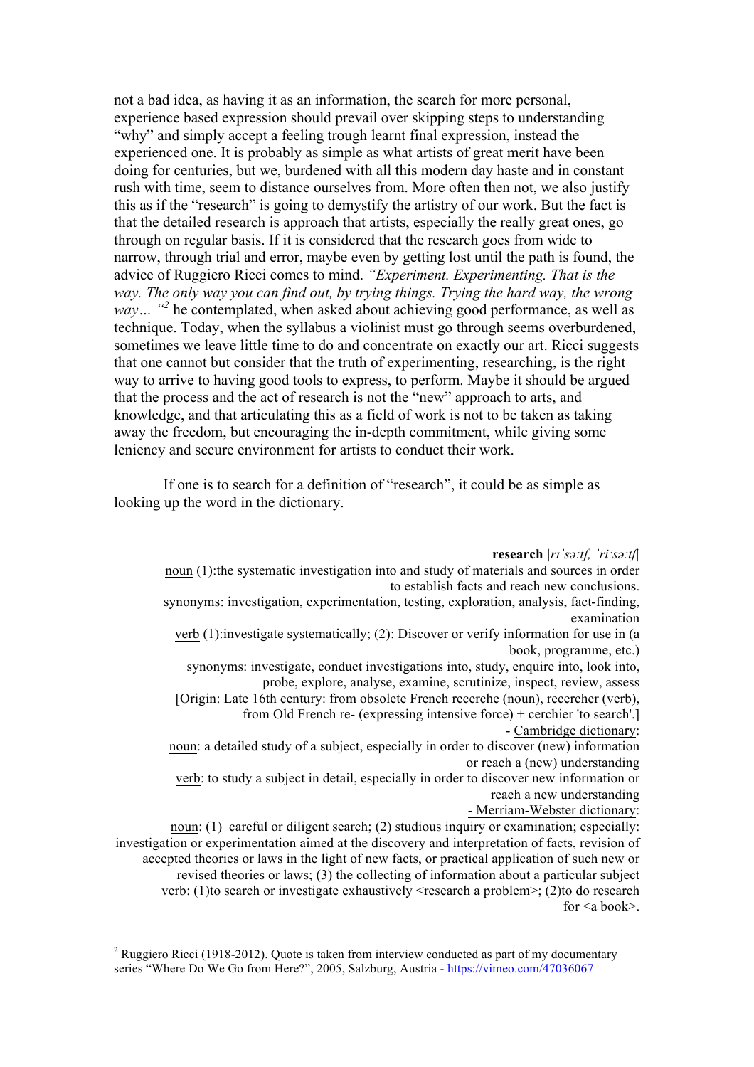not a bad idea, as having it as an information, the search for more personal, experience based expression should prevail over skipping steps to understanding "why" and simply accept a feeling trough learnt final expression, instead the experienced one. It is probably as simple as what artists of great merit have been doing for centuries, but we, burdened with all this modern day haste and in constant rush with time, seem to distance ourselves from. More often then not, we also justify this as if the "research" is going to demystify the artistry of our work. But the fact is that the detailed research is approach that artists, especially the really great ones, go through on regular basis. If it is considered that the research goes from wide to narrow, through trial and error, maybe even by getting lost until the path is found, the advice of Ruggiero Ricci comes to mind. *"Experiment. Experimenting. That is the way. The only way you can find out, by trying things. Trying the hard way, the wrong way… "*[2] he contemplated, when asked about achieving good performance, as well as technique. Today, when the syllabus a violinist must go through seems overburdened, sometimes we leave little time to do and concentrate on exactly our art. Ricci suggests that one cannot but consider that the truth of experimenting, researching, is the right way to arrive to having good tools to express, to perform. Maybe it should be argued that the process and the act of research is not the "new" approach to arts, and knowledge, and that articulating this as a field of work is not to be taken as taking away the freedom, but encouraging the in-depth commitment, while giving some leniency and secure environment for artists to conduct their work.

If one is to search for a definition of "research", it could be as simple as looking up the word in the dictionary.

**research** |rɪˈsəːtʃ, ˈriːsəːtʃ|

noun (1):the systematic investigation into and study of materials and sources in order to establish facts and reach new conclusions.

synonyms: investigation, experimentation, testing, exploration, analysis, fact-finding, examination

verb (1):investigate systematically; (2): Discover or verify information for use in (a book, programme, etc.)

synonyms: investigate, conduct investigations into, study, enquire into, look into, probe, explore, analyse, examine, scrutinize, inspect, review, assess

[Origin: Late 16th century: from obsolete French recerche (noun), recercher (verb), from Old French re- (expressing intensive force) + cerchier 'to search'.]

\- Cambridge dictionary:

noun: a detailed study of a subject, especially in order to discover (new) information or reach a (new) understanding

verb: to study a subject in detail, especially in order to discover new information or reach a new understanding

\- Merriam-Webster dictionary:

noun: (1) careful or diligent search; (2) studious inquiry or examination; especially: investigation or experimentation aimed at the discovery and interpretation of facts, revision of accepted theories or laws in the light of new facts, or practical application of such new or revised theories or laws; (3) the collecting of information about a particular subject

verb: (1)to search or investigate exhaustively <research a problem>; (2)to do research for <a book>.

---

[2] Ruggiero Ricci (1918-2012). Quote is taken from interview conducted as part of my documentary series "Where Do We Go from Here?", 2005, Salzburg, Austria - https://vimeo.com/47036067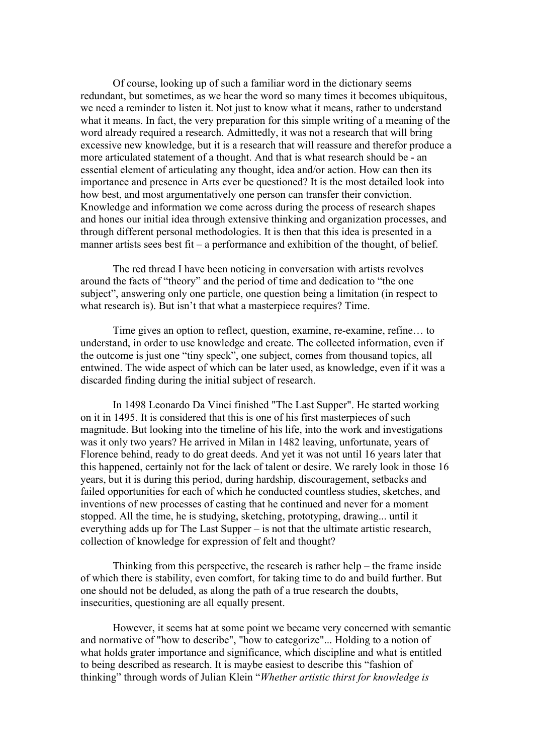Of course, looking up of such a familiar word in the dictionary seems redundant, but sometimes, as we hear the word so many times it becomes ubiquitous, we need a reminder to listen it. Not just to know what it means, rather to understand what it means. In fact, the very preparation for this simple writing of a meaning of the word already required a research. Admittedly, it was not a research that will bring excessive new knowledge, but it is a research that will reassure and therefor produce a more articulated statement of a thought. And that is what research should be - an essential element of articulating any thought, idea and/or action. How can then its importance and presence in Arts ever be questioned? It is the most detailed look into how best, and most argumentatively one person can transfer their conviction. Knowledge and information we come across during the process of research shapes and hones our initial idea through extensive thinking and organization processes, and through different personal methodologies. It is then that this idea is presented in a manner artists sees best fit – a performance and exhibition of the thought, of belief.

The red thread I have been noticing in conversation with artists revolves around the facts of "theory" and the period of time and dedication to "the one subject", answering only one particle, one question being a limitation (in respect to what research is). But isn't that what a masterpiece requires? Time.

Time gives an option to reflect, question, examine, re-examine, refine… to understand, in order to use knowledge and create. The collected information, even if the outcome is just one "tiny speck", one subject, comes from thousand topics, all entwined. The wide aspect of which can be later used, as knowledge, even if it was a discarded finding during the initial subject of research.

In 1498 Leonardo Da Vinci finished "The Last Supper". He started working on it in 1495. It is considered that this is one of his first masterpieces of such magnitude. But looking into the timeline of his life, into the work and investigations was it only two years? He arrived in Milan in 1482 leaving, unfortunate, years of Florence behind, ready to do great deeds. And yet it was not until 16 years later that this happened, certainly not for the lack of talent or desire. We rarely look in those 16 years, but it is during this period, during hardship, discouragement, setbacks and failed opportunities for each of which he conducted countless studies, sketches, and inventions of new processes of casting that he continued and never for a moment stopped. All the time, he is studying, sketching, prototyping, drawing... until it everything adds up for The Last Supper – is not that the ultimate artistic research, collection of knowledge for expression of felt and thought?

Thinking from this perspective, the research is rather help – the frame inside of which there is stability, even comfort, for taking time to do and build further. But one should not be deluded, as along the path of a true research the doubts, insecurities, questioning are all equally present.

However, it seems hat at some point we became very concerned with semantic and normative of "how to describe", "how to categorize"... Holding to a notion of what holds grater importance and significance, which discipline and what is entitled to being described as research. It is maybe easiest to describe this "fashion of thinking" through words of Julian Klein "*Whether artistic thirst for knowledge is*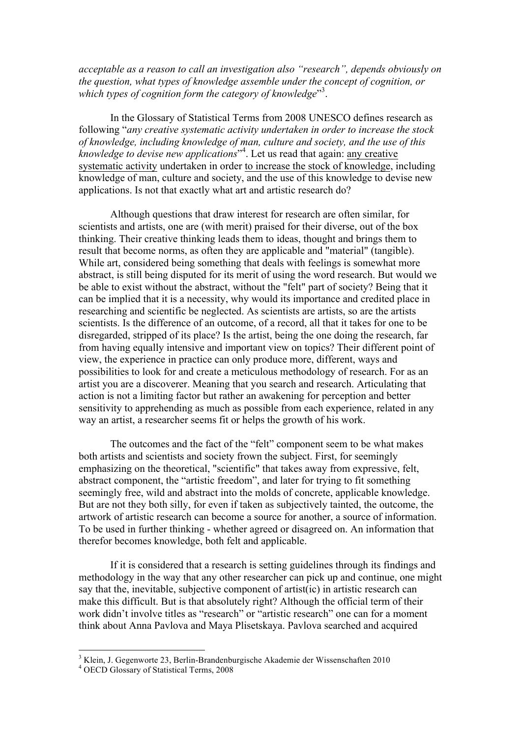*acceptable as a reason to call an investigation also "research", depends obviously on the question, what types of knowledge assemble under the concept of cognition, or which types of cognition form the category of knowledge*"[3].

In the Glossary of Statistical Terms from 2008 UNESCO defines research as following "*any creative systematic activity undertaken in order to increase the stock of knowledge, including knowledge of man, culture and society, and the use of this knowledge to devise new applications*"[4]. Let us read that again: <u>any creative systematic activity</u> undertaken in order <u>to increase the stock of knowledge</u>, including knowledge of man, culture and society, and the use of this knowledge to devise new applications. Is not that exactly what art and artistic research do?

Although questions that draw interest for research are often similar, for scientists and artists, one are (with merit) praised for their diverse, out of the box thinking. Their creative thinking leads them to ideas, thought and brings them to result that become norms, as often they are applicable and "material" (tangible). While art, considered being something that deals with feelings is somewhat more abstract, is still being disputed for its merit of using the word research. But would we be able to exist without the abstract, without the "felt" part of society? Being that it can be implied that it is a necessity, why would its importance and credited place in researching and scientific be neglected. As scientists are artists, so are the artists scientists. Is the difference of an outcome, of a record, all that it takes for one to be disregarded, stripped of its place? Is the artist, being the one doing the research, far from having equally intensive and important view on topics? Their different point of view, the experience in practice can only produce more, different, ways and possibilities to look for and create a meticulous methodology of research. For as an artist you are a discoverer. Meaning that you search and research. Articulating that action is not a limiting factor but rather an awakening for perception and better sensitivity to apprehending as much as possible from each experience, related in any way an artist, a researcher seems fit or helps the growth of his work.

The outcomes and the fact of the "felt" component seem to be what makes both artists and scientists and society frown the subject. First, for seemingly emphasizing on the theoretical, "scientific" that takes away from expressive, felt, abstract component, the "artistic freedom", and later for trying to fit something seemingly free, wild and abstract into the molds of concrete, applicable knowledge. But are not they both silly, for even if taken as subjectively tainted, the outcome, the artwork of artistic research can become a source for another, a source of information. To be used in further thinking - whether agreed or disagreed on. An information that therefor becomes knowledge, both felt and applicable.

If it is considered that a research is setting guidelines through its findings and methodology in the way that any other researcher can pick up and continue, one might say that the, inevitable, subjective component of artist(ic) in artistic research can make this difficult. But is that absolutely right? Although the official term of their work didn't involve titles as "research" or "artistic research" one can for a moment think about Anna Pavlova and Maya Plisetskaya. Pavlova searched and acquired

---

[3] Klein, J. Gegenworte 23, Berlin-Brandenburgische Akademie der Wissenschaften 2010

[4] OECD Glossary of Statistical Terms, 2008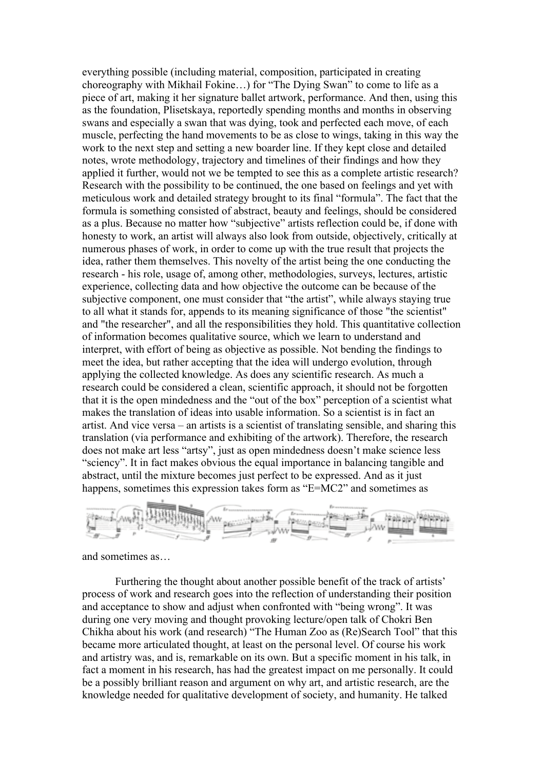everything possible (including material, composition, participated in creating choreography with Mikhail Fokine…) for "The Dying Swan" to come to life as a piece of art, making it her signature ballet artwork, performance. And then, using this as the foundation, Plisetskaya, reportedly spending months and months in observing swans and especially a swan that was dying, took and perfected each move, of each muscle, perfecting the hand movements to be as close to wings, taking in this way the work to the next step and setting a new boarder line. If they kept close and detailed notes, wrote methodology, trajectory and timelines of their findings and how they applied it further, would not we be tempted to see this as a complete artistic research? Research with the possibility to be continued, the one based on feelings and yet with meticulous work and detailed strategy brought to its final "formula". The fact that the formula is something consisted of abstract, beauty and feelings, should be considered as a plus. Because no matter how "subjective" artists reflection could be, if done with honesty to work, an artist will always also look from outside, objectively, critically at numerous phases of work, in order to come up with the true result that projects the idea, rather them themselves. This novelty of the artist being the one conducting the research - his role, usage of, among other, methodologies, surveys, lectures, artistic experience, collecting data and how objective the outcome can be because of the subjective component, one must consider that "the artist", while always staying true to all what it stands for, appends to its meaning significance of those "the scientist" and "the researcher", and all the responsibilities they hold. This quantitative collection of information becomes qualitative source, which we learn to understand and interpret, with effort of being as objective as possible. Not bending the findings to meet the idea, but rather accepting that the idea will undergo evolution, through applying the collected knowledge. As does any scientific research. As much a research could be considered a clean, scientific approach, it should not be forgotten that it is the open mindedness and the "out of the box" perception of a scientist what makes the translation of ideas into usable information. So a scientist is in fact an artist. And vice versa – an artists is a scientist of translating sensible, and sharing this translation (via performance and exhibiting of the artwork). Therefore, the research does not make art less "artsy", just as open mindedness doesn't make science less "sciency". It in fact makes obvious the equal importance in balancing tangible and abstract, until the mixture becomes just perfect to be expressed. And as it just happens, sometimes this expression takes form as "E=MC2" and sometimes as

and sometimes as…

Furthering the thought about another possible benefit of the track of artists' process of work and research goes into the reflection of understanding their position and acceptance to show and adjust when confronted with "being wrong". It was during one very moving and thought provoking lecture/open talk of Chokri Ben Chikha about his work (and research) "The Human Zoo as (Re)Search Tool" that this became more articulated thought, at least on the personal level. Of course his work and artistry was, and is, remarkable on its own. But a specific moment in his talk, in fact a moment in his research, has had the greatest impact on me personally. It could be a possibly brilliant reason and argument on why art, and artistic research, are the knowledge needed for qualitative development of society, and humanity. He talked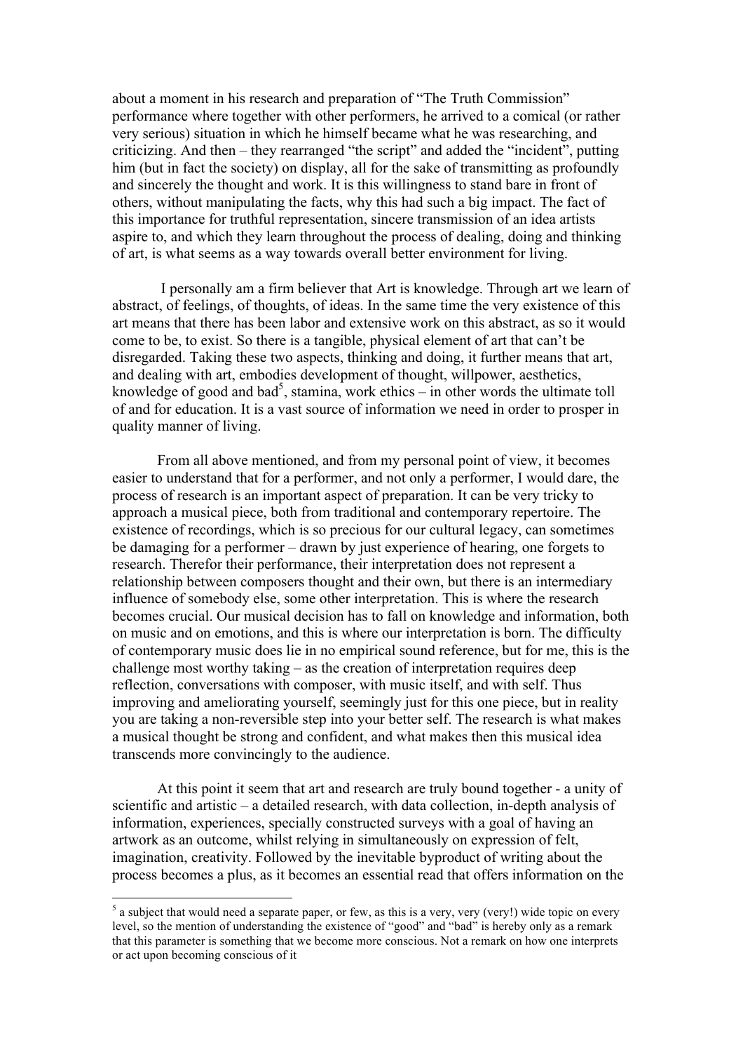about a moment in his research and preparation of "The Truth Commission" performance where together with other performers, he arrived to a comical (or rather very serious) situation in which he himself became what he was researching, and criticizing. And then – they rearranged "the script" and added the "incident", putting him (but in fact the society) on display, all for the sake of transmitting as profoundly and sincerely the thought and work. It is this willingness to stand bare in front of others, without manipulating the facts, why this had such a big impact. The fact of this importance for truthful representation, sincere transmission of an idea artists aspire to, and which they learn throughout the process of dealing, doing and thinking of art, is what seems as a way towards overall better environment for living.

I personally am a firm believer that Art is knowledge. Through art we learn of abstract, of feelings, of thoughts, of ideas. In the same time the very existence of this art means that there has been labor and extensive work on this abstract, as so it would come to be, to exist. So there is a tangible, physical element of art that can't be disregarded. Taking these two aspects, thinking and doing, it further means that art, and dealing with art, embodies development of thought, willpower, aesthetics, knowledge of good and bad[5], stamina, work ethics – in other words the ultimate toll of and for education. It is a vast source of information we need in order to prosper in quality manner of living.

From all above mentioned, and from my personal point of view, it becomes easier to understand that for a performer, and not only a performer, I would dare, the process of research is an important aspect of preparation. It can be very tricky to approach a musical piece, both from traditional and contemporary repertoire. The existence of recordings, which is so precious for our cultural legacy, can sometimes be damaging for a performer – drawn by just experience of hearing, one forgets to research. Therefor their performance, their interpretation does not represent a relationship between composers thought and their own, but there is an intermediary influence of somebody else, some other interpretation. This is where the research becomes crucial. Our musical decision has to fall on knowledge and information, both on music and on emotions, and this is where our interpretation is born. The difficulty of contemporary music does lie in no empirical sound reference, but for me, this is the challenge most worthy taking – as the creation of interpretation requires deep reflection, conversations with composer, with music itself, and with self. Thus improving and ameliorating yourself, seemingly just for this one piece, but in reality you are taking a non-reversible step into your better self. The research is what makes a musical thought be strong and confident, and what makes then this musical idea transcends more convincingly to the audience.

At this point it seem that art and research are truly bound together - a unity of scientific and artistic – a detailed research, with data collection, in-depth analysis of information, experiences, specially constructed surveys with a goal of having an artwork as an outcome, whilst relying in simultaneously on expression of felt, imagination, creativity. Followed by the inevitable byproduct of writing about the process becomes a plus, as it becomes an essential read that offers information on the

---

[5] a subject that would need a separate paper, or few, as this is a very, very (very!) wide topic on every level, so the mention of understanding the existence of "good" and "bad" is hereby only as a remark that this parameter is something that we become more conscious. Not a remark on how one interprets or act upon becoming conscious of it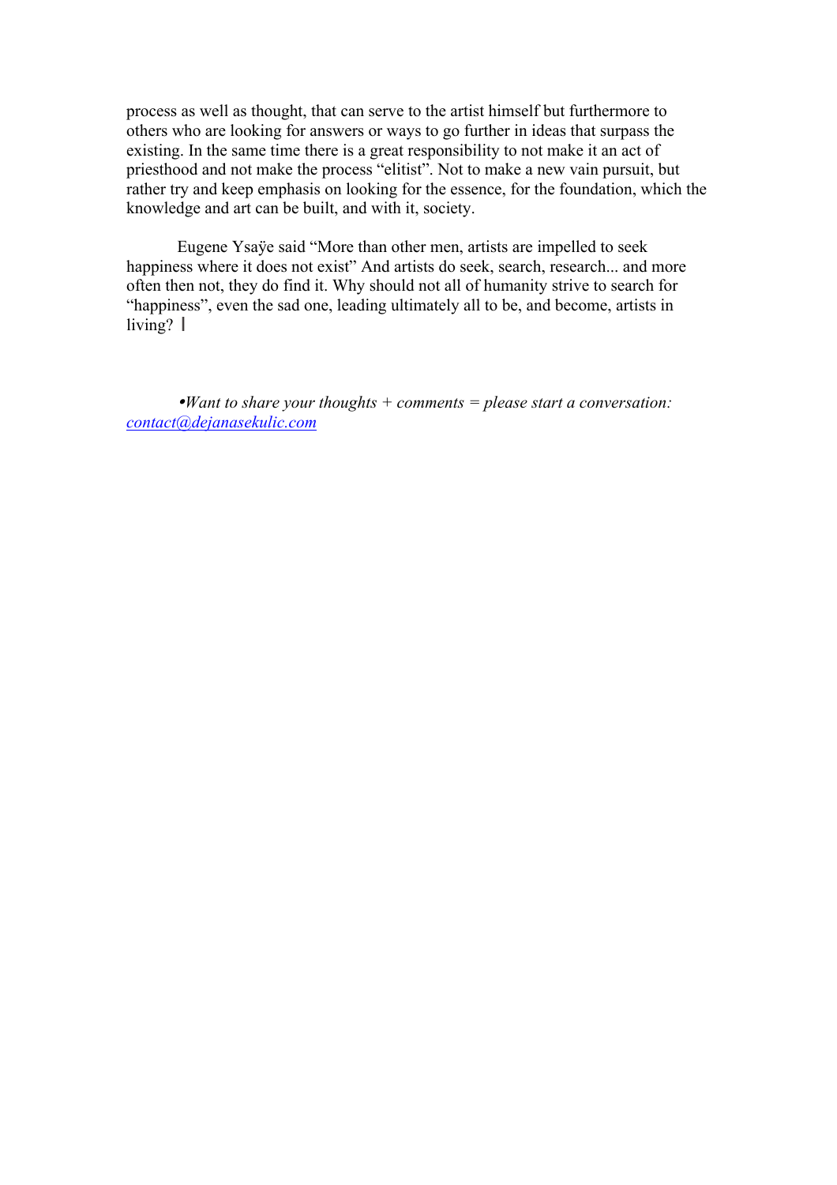process as well as thought, that can serve to the artist himself but furthermore to others who are looking for answers or ways to go further in ideas that surpass the existing. In the same time there is a great responsibility to not make it an act of priesthood and not make the process “elitist”. Not to make a new vain pursuit, but rather try and keep emphasis on looking for the essence, for the foundation, which the knowledge and art can be built, and with it, society.

Eugene Ysaÿe said “More than other men, artists are impelled to seek happiness where it does not exist” And artists do seek, search, research... and more often then not, they do find it. Why should not all of humanity strive to search for “happiness”, even the sad one, leading ultimately all to be, and become, artists in living? ❙

*•Want to share your thoughts + comments = please start a conversation:* *contact@dejanasekulic.com*